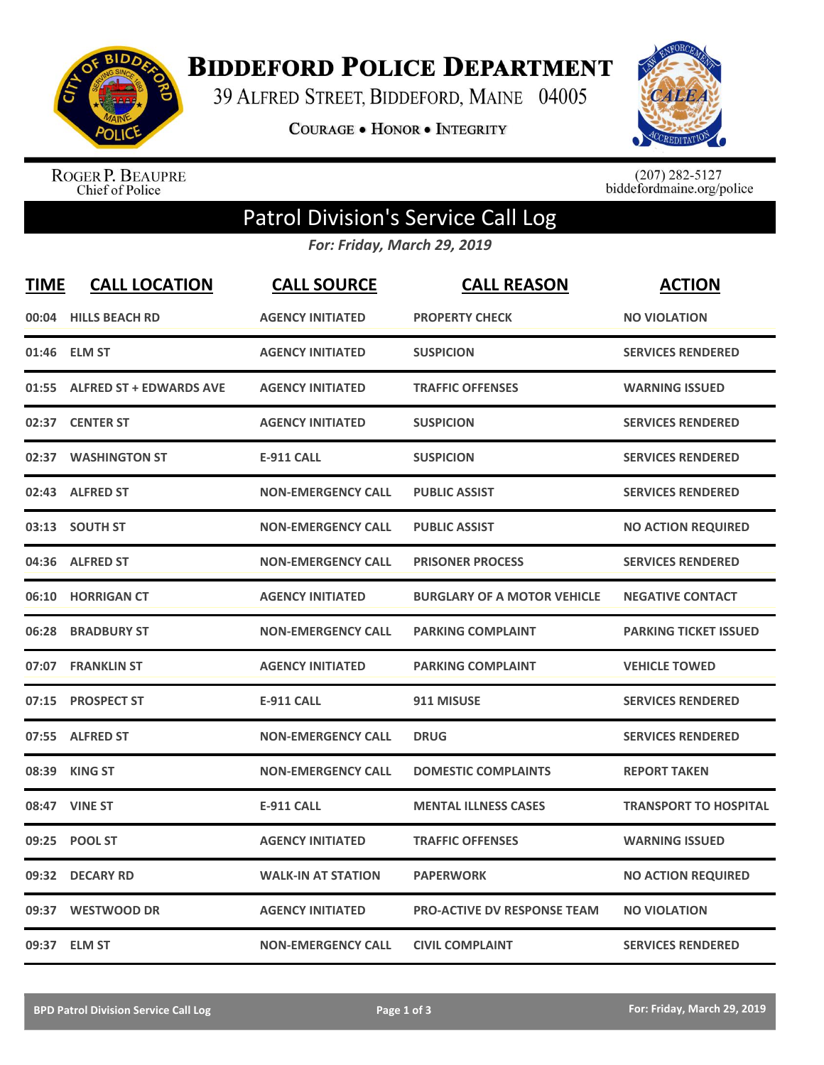# Biddeford Police Department

39 Alfred Street, Biddeford, Maine 04005

Courage • Honor • Integrity

Roger P. Beaupre
Chief of Police

(207) 282-5127
biddefordmaine.org/police

## Patrol Division's Service Call Log

*For: Friday, March 29, 2019*

| TIME | CALL LOCATION | CALL SOURCE | CALL REASON | ACTION |
|---|---|---|---|---|
| 00:04 | HILLS BEACH RD | AGENCY INITIATED | PROPERTY CHECK | NO VIOLATION |
| 01:46 | ELM ST | AGENCY INITIATED | SUSPICION | SERVICES RENDERED |
| 01:55 | ALFRED ST + EDWARDS AVE | AGENCY INITIATED | TRAFFIC OFFENSES | WARNING ISSUED |
| 02:37 | CENTER ST | AGENCY INITIATED | SUSPICION | SERVICES RENDERED |
| 02:37 | WASHINGTON ST | E-911 CALL | SUSPICION | SERVICES RENDERED |
| 02:43 | ALFRED ST | NON-EMERGENCY CALL | PUBLIC ASSIST | SERVICES RENDERED |
| 03:13 | SOUTH ST | NON-EMERGENCY CALL | PUBLIC ASSIST | NO ACTION REQUIRED |
| 04:36 | ALFRED ST | NON-EMERGENCY CALL | PRISONER PROCESS | SERVICES RENDERED |
| 06:10 | HORRIGAN CT | AGENCY INITIATED | BURGLARY OF A MOTOR VEHICLE | NEGATIVE CONTACT |
| 06:28 | BRADBURY ST | NON-EMERGENCY CALL | PARKING COMPLAINT | PARKING TICKET ISSUED |
| 07:07 | FRANKLIN ST | AGENCY INITIATED | PARKING COMPLAINT | VEHICLE TOWED |
| 07:15 | PROSPECT ST | E-911 CALL | 911 MISUSE | SERVICES RENDERED |
| 07:55 | ALFRED ST | NON-EMERGENCY CALL | DRUG | SERVICES RENDERED |
| 08:39 | KING ST | NON-EMERGENCY CALL | DOMESTIC COMPLAINTS | REPORT TAKEN |
| 08:47 | VINE ST | E-911 CALL | MENTAL ILLNESS CASES | TRANSPORT TO HOSPITAL |
| 09:25 | POOL ST | AGENCY INITIATED | TRAFFIC OFFENSES | WARNING ISSUED |
| 09:32 | DECARY RD | WALK-IN AT STATION | PAPERWORK | NO ACTION REQUIRED |
| 09:37 | WESTWOOD DR | AGENCY INITIATED | PRO-ACTIVE DV RESPONSE TEAM | NO VIOLATION |
| 09:37 | ELM ST | NON-EMERGENCY CALL | CIVIL COMPLAINT | SERVICES RENDERED |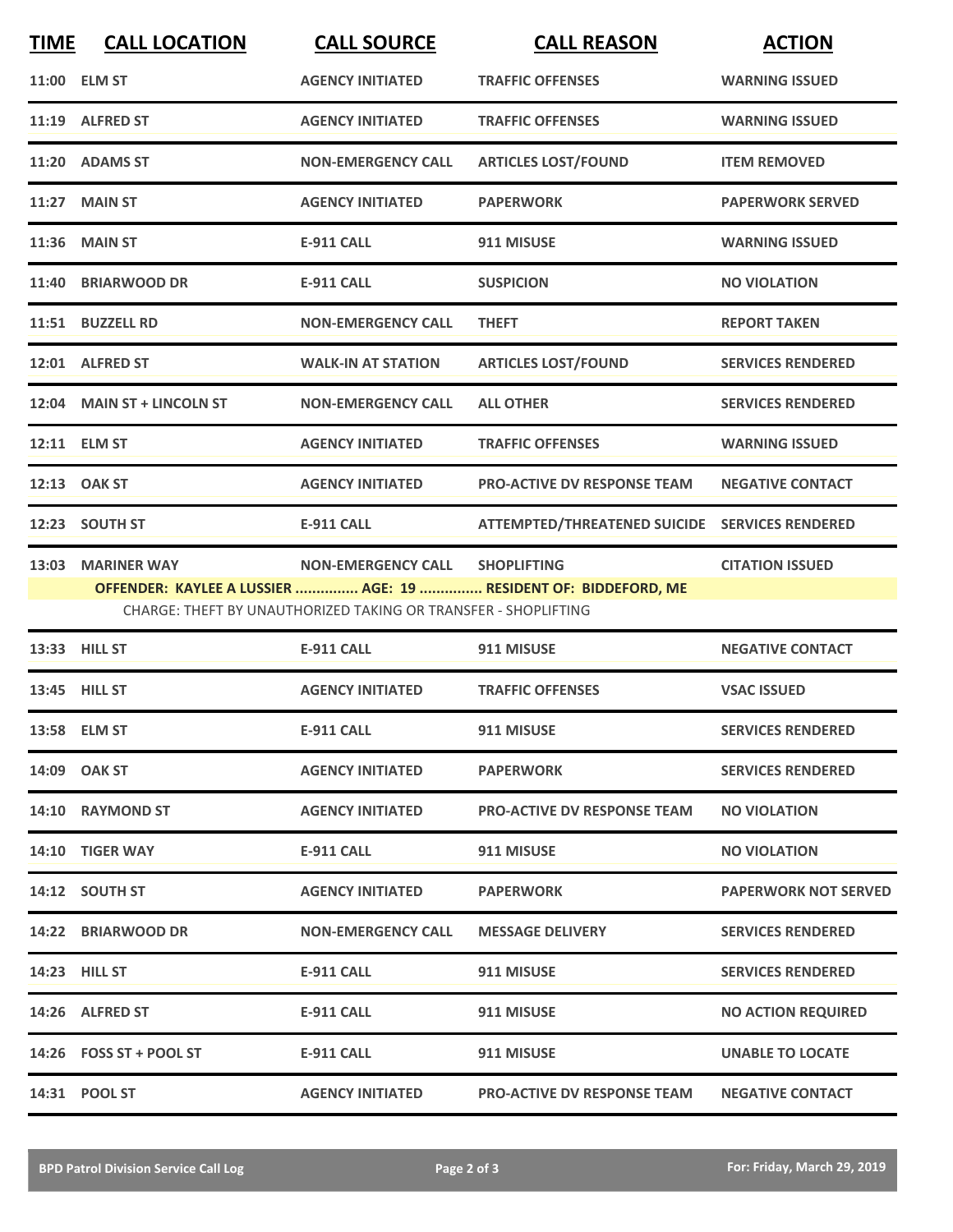| TIME | CALL LOCATION | CALL SOURCE | CALL REASON | ACTION |
|---|---|---|---|---|
| 11:00 | ELM ST | AGENCY INITIATED | TRAFFIC OFFENSES | WARNING ISSUED |
| 11:19 | ALFRED ST | AGENCY INITIATED | TRAFFIC OFFENSES | WARNING ISSUED |
| 11:20 | ADAMS ST | NON-EMERGENCY CALL | ARTICLES LOST/FOUND | ITEM REMOVED |
| 11:27 | MAIN ST | AGENCY INITIATED | PAPERWORK | PAPERWORK SERVED |
| 11:36 | MAIN ST | E-911 CALL | 911 MISUSE | WARNING ISSUED |
| 11:40 | BRIARWOOD DR | E-911 CALL | SUSPICION | NO VIOLATION |
| 11:51 | BUZZELL RD | NON-EMERGENCY CALL | THEFT | REPORT TAKEN |
| 12:01 | ALFRED ST | WALK-IN AT STATION | ARTICLES LOST/FOUND | SERVICES RENDERED |
| 12:04 | MAIN ST + LINCOLN ST | NON-EMERGENCY CALL | ALL OTHER | SERVICES RENDERED |
| 12:11 | ELM ST | AGENCY INITIATED | TRAFFIC OFFENSES | WARNING ISSUED |
| 12:13 | OAK ST | AGENCY INITIATED | PRO-ACTIVE DV RESPONSE TEAM | NEGATIVE CONTACT |
| 12:23 | SOUTH ST | E-911 CALL | ATTEMPTED/THREATENED SUICIDE | SERVICES RENDERED |
| 13:03 | MARINER WAY | NON-EMERGENCY CALL | SHOPLIFTING | CITATION ISSUED |
| | OFFENDER: KAYLEE A LUSSIER ............... AGE: 19 ............... RESIDENT OF: BIDDEFORD, ME | | | |
| | CHARGE: THEFT BY UNAUTHORIZED TAKING OR TRANSFER - SHOPLIFTING | | | |
| 13:33 | HILL ST | E-911 CALL | 911 MISUSE | NEGATIVE CONTACT |
| 13:45 | HILL ST | AGENCY INITIATED | TRAFFIC OFFENSES | VSAC ISSUED |
| 13:58 | ELM ST | E-911 CALL | 911 MISUSE | SERVICES RENDERED |
| 14:09 | OAK ST | AGENCY INITIATED | PAPERWORK | SERVICES RENDERED |
| 14:10 | RAYMOND ST | AGENCY INITIATED | PRO-ACTIVE DV RESPONSE TEAM | NO VIOLATION |
| 14:10 | TIGER WAY | E-911 CALL | 911 MISUSE | NO VIOLATION |
| 14:12 | SOUTH ST | AGENCY INITIATED | PAPERWORK | PAPERWORK NOT SERVED |
| 14:22 | BRIARWOOD DR | NON-EMERGENCY CALL | MESSAGE DELIVERY | SERVICES RENDERED |
| 14:23 | HILL ST | E-911 CALL | 911 MISUSE | SERVICES RENDERED |
| 14:26 | ALFRED ST | E-911 CALL | 911 MISUSE | NO ACTION REQUIRED |
| 14:26 | FOSS ST + POOL ST | E-911 CALL | 911 MISUSE | UNABLE TO LOCATE |
| 14:31 | POOL ST | AGENCY INITIATED | PRO-ACTIVE DV RESPONSE TEAM | NEGATIVE CONTACT |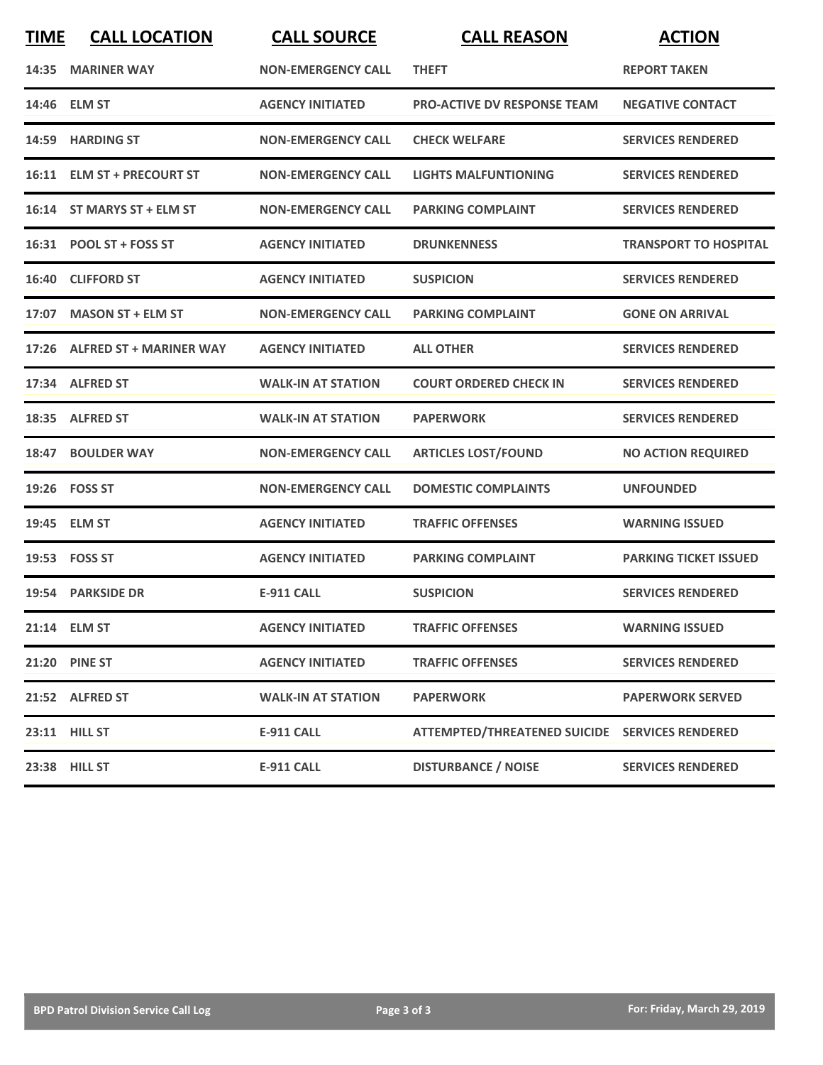| TIME | CALL LOCATION | CALL SOURCE | CALL REASON | ACTION |
| --- | --- | --- | --- | --- |
| 14:35 | MARINER WAY | NON-EMERGENCY CALL | THEFT | REPORT TAKEN |
| 14:46 | ELM ST | AGENCY INITIATED | PRO-ACTIVE DV RESPONSE TEAM | NEGATIVE CONTACT |
| 14:59 | HARDING ST | NON-EMERGENCY CALL | CHECK WELFARE | SERVICES RENDERED |
| 16:11 | ELM ST + PRECOURT ST | NON-EMERGENCY CALL | LIGHTS MALFUNTIONING | SERVICES RENDERED |
| 16:14 | ST MARYS ST + ELM ST | NON-EMERGENCY CALL | PARKING COMPLAINT | SERVICES RENDERED |
| 16:31 | POOL ST + FOSS ST | AGENCY INITIATED | DRUNKENNESS | TRANSPORT TO HOSPITAL |
| 16:40 | CLIFFORD ST | AGENCY INITIATED | SUSPICION | SERVICES RENDERED |
| 17:07 | MASON ST + ELM ST | NON-EMERGENCY CALL | PARKING COMPLAINT | GONE ON ARRIVAL |
| 17:26 | ALFRED ST + MARINER WAY | AGENCY INITIATED | ALL OTHER | SERVICES RENDERED |
| 17:34 | ALFRED ST | WALK-IN AT STATION | COURT ORDERED CHECK IN | SERVICES RENDERED |
| 18:35 | ALFRED ST | WALK-IN AT STATION | PAPERWORK | SERVICES RENDERED |
| 18:47 | BOULDER WAY | NON-EMERGENCY CALL | ARTICLES LOST/FOUND | NO ACTION REQUIRED |
| 19:26 | FOSS ST | NON-EMERGENCY CALL | DOMESTIC COMPLAINTS | UNFOUNDED |
| 19:45 | ELM ST | AGENCY INITIATED | TRAFFIC OFFENSES | WARNING ISSUED |
| 19:53 | FOSS ST | AGENCY INITIATED | PARKING COMPLAINT | PARKING TICKET ISSUED |
| 19:54 | PARKSIDE DR | E-911 CALL | SUSPICION | SERVICES RENDERED |
| 21:14 | ELM ST | AGENCY INITIATED | TRAFFIC OFFENSES | WARNING ISSUED |
| 21:20 | PINE ST | AGENCY INITIATED | TRAFFIC OFFENSES | SERVICES RENDERED |
| 21:52 | ALFRED ST | WALK-IN AT STATION | PAPERWORK | PAPERWORK SERVED |
| 23:11 | HILL ST | E-911 CALL | ATTEMPTED/THREATENED SUICIDE | SERVICES RENDERED |
| 23:38 | HILL ST | E-911 CALL | DISTURBANCE / NOISE | SERVICES RENDERED |